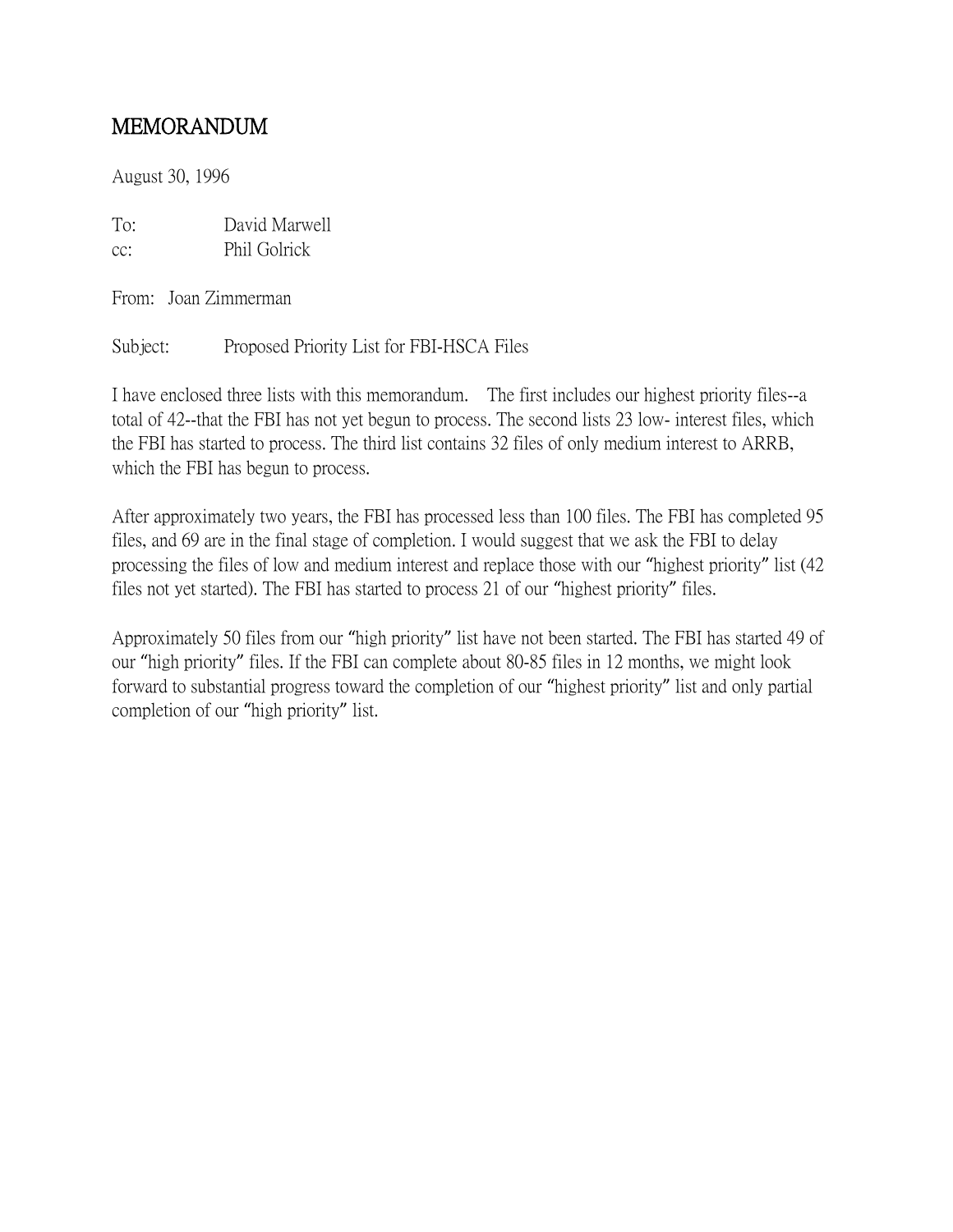# MEMORANDUM

August 30, 1996

To: David Marwell
cc: Phil Golrick

From: Joan Zimmerman

Subject: Proposed Priority List for FBI-HSCA Files

I have enclosed three lists with this memorandum. The first includes our highest priority files--a total of 42--that the FBI has not yet begun to process. The second lists 23 low- interest files, which the FBI has started to process. The third list contains 32 files of only medium interest to ARRB, which the FBI has begun to process.

After approximately two years, the FBI has processed less than 100 files. The FBI has completed 95 files, and 69 are in the final stage of completion. I would suggest that we ask the FBI to delay processing the files of low and medium interest and replace those with our "highest priority" list (42 files not yet started). The FBI has started to process 21 of our "highest priority" files.

Approximately 50 files from our "high priority" list have not been started. The FBI has started 49 of our "high priority" files. If the FBI can complete about 80-85 files in 12 months, we might look forward to substantial progress toward the completion of our "highest priority" list and only partial completion of our "high priority" list.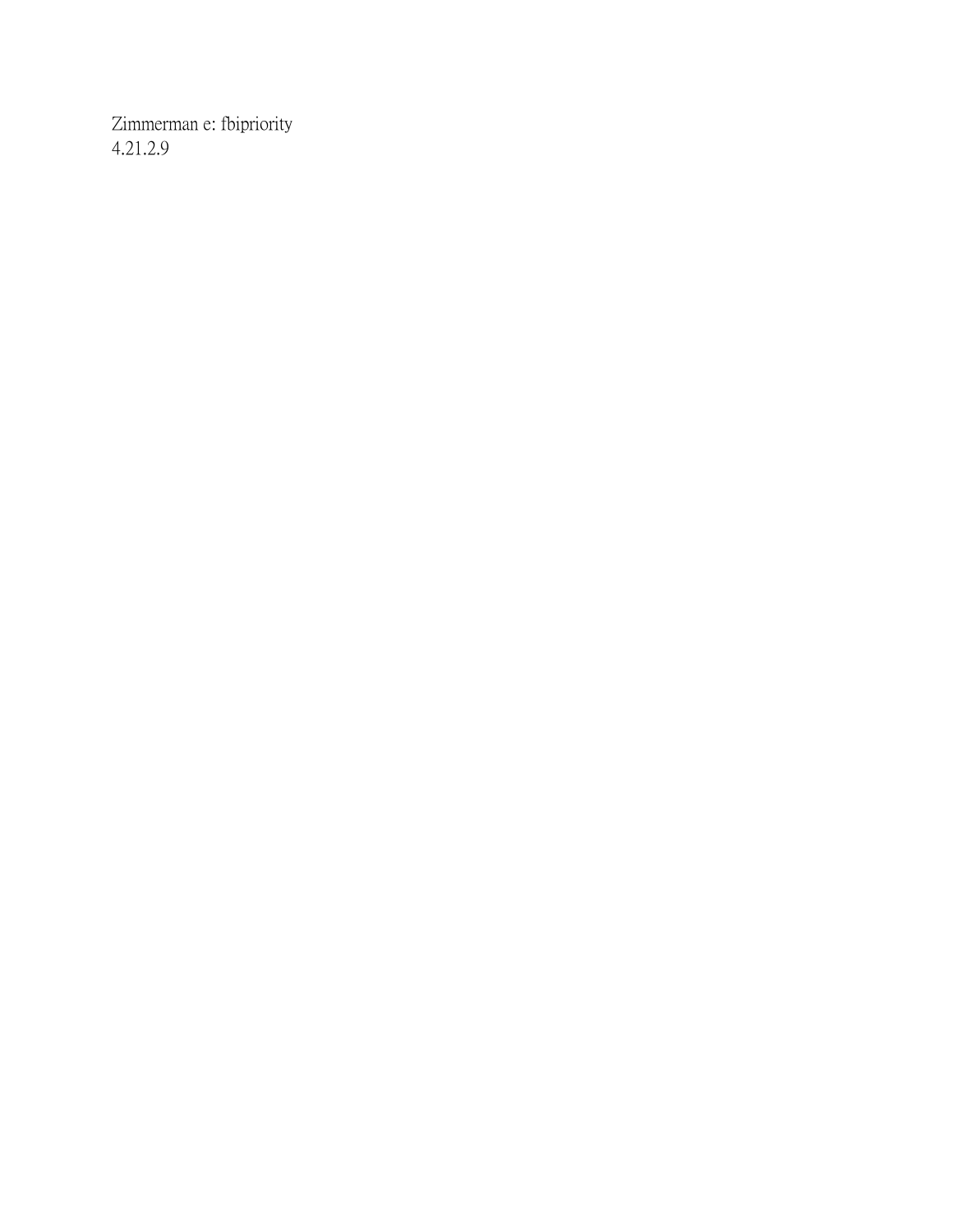Zimmerman e: fbipriority
4.21.2.9